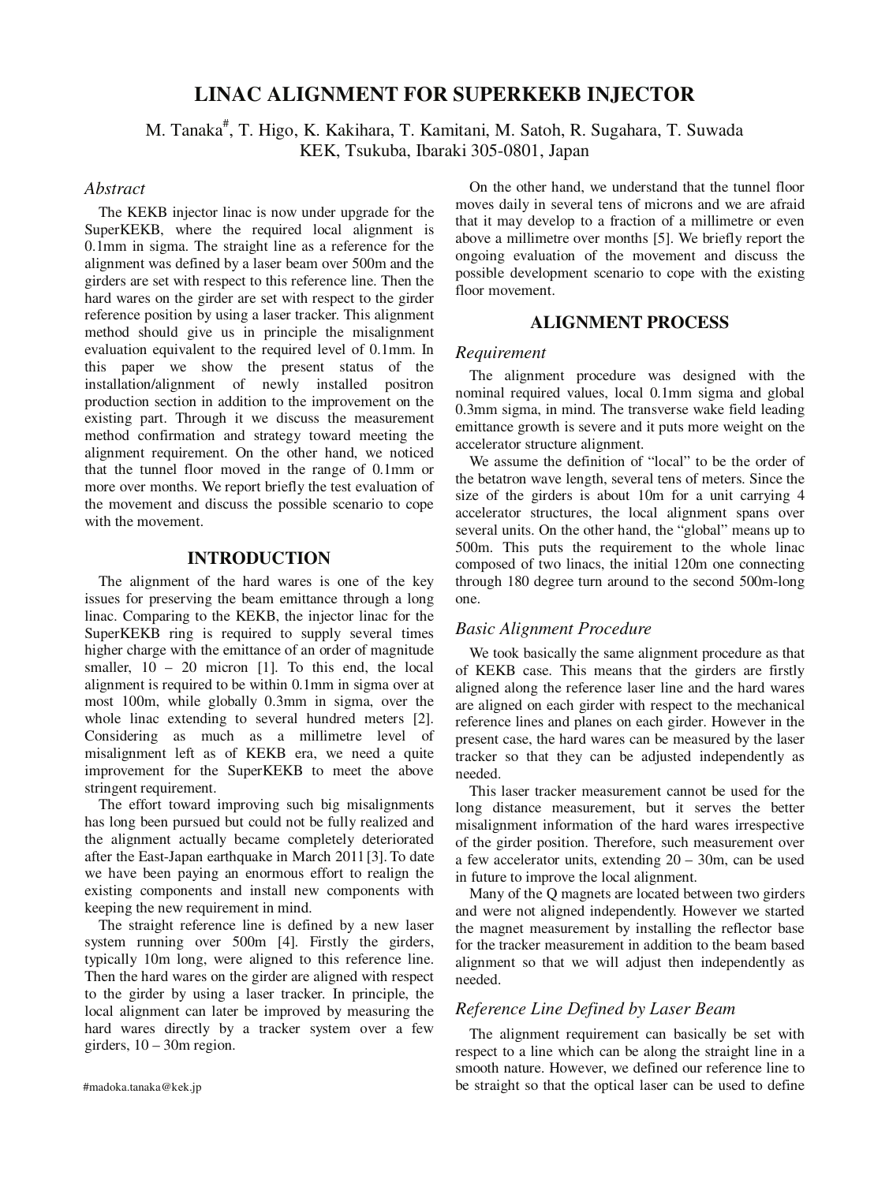# LINAC ALIGNMENT FOR SUPERKEKB INJECTOR

M. Tanaka[#], T. Higo, K. Kakihara, T. Kamitani, M. Satoh, R. Sugahara, T. Suwada
KEK, Tsukuba, Ibaraki 305-0801, Japan

### *Abstract*

The KEKB injector linac is now under upgrade for the SuperKEKB, where the required local alignment is 0.1mm in sigma. The straight line as a reference for the alignment was defined by a laser beam over 500m and the girders are set with respect to this reference line. Then the hard wares on the girder are set with respect to the girder reference position by using a laser tracker. This alignment method should give us in principle the misalignment evaluation equivalent to the required level of 0.1mm. In this paper we show the present status of the installation/alignment of newly installed positron production section in addition to the improvement on the existing part. Through it we discuss the measurement method confirmation and strategy toward meeting the alignment requirement. On the other hand, we noticed that the tunnel floor moved in the range of 0.1mm or more over months. We report briefly the test evaluation of the movement and discuss the possible scenario to cope with the movement.

## INTRODUCTION

The alignment of the hard wares is one of the key issues for preserving the beam emittance through a long linac. Comparing to the KEKB, the injector linac for the SuperKEKB ring is required to supply several times higher charge with the emittance of an order of magnitude smaller, 10 – 20 micron [1]. To this end, the local alignment is required to be within 0.1mm in sigma over at most 100m, while globally 0.3mm in sigma, over the whole linac extending to several hundred meters [2]. Considering as much as a millimetre level of misalignment left as of KEKB era, we need a quite improvement for the SuperKEKB to meet the above stringent requirement.

The effort toward improving such big misalignments has long been pursued but could not be fully realized and the alignment actually became completely deteriorated after the East-Japan earthquake in March 2011 [3]. To date we have been paying an enormous effort to realign the existing components and install new components with keeping the new requirement in mind.

The straight reference line is defined by a new laser system running over 500m [4]. Firstly the girders, typically 10m long, were aligned to this reference line. Then the hard wares on the girder are aligned with respect to the girder by using a laser tracker. In principle, the local alignment can later be improved by measuring the hard wares directly by a tracker system over a few girders, 10 – 30m region.

On the other hand, we understand that the tunnel floor moves daily in several tens of microns and we are afraid that it may develop to a fraction of a millimetre or even above a millimetre over months [5]. We briefly report the ongoing evaluation of the movement and discuss the possible development scenario to cope with the existing floor movement.

## ALIGNMENT PROCESS

### *Requirement*

The alignment procedure was designed with the nominal required values, local 0.1mm sigma and global 0.3mm sigma, in mind. The transverse wake field leading emittance growth is severe and it puts more weight on the accelerator structure alignment.

We assume the definition of "local" to be the order of the betatron wave length, several tens of meters. Since the size of the girders is about 10m for a unit carrying 4 accelerator structures, the local alignment spans over several units. On the other hand, the "global" means up to 500m. This puts the requirement to the whole linac composed of two linacs, the initial 120m one connecting through 180 degree turn around to the second 500m-long one.

### *Basic Alignment Procedure*

We took basically the same alignment procedure as that of KEKB case. This means that the girders are firstly aligned along the reference laser line and the hard wares are aligned on each girder with respect to the mechanical reference lines and planes on each girder. However in the present case, the hard wares can be measured by the laser tracker so that they can be adjusted independently as needed.

This laser tracker measurement cannot be used for the long distance measurement, but it serves the better misalignment information of the hard wares irrespective of the girder position. Therefore, such measurement over a few accelerator units, extending 20 – 30m, can be used in future to improve the local alignment.

Many of the Q magnets are located between two girders and were not aligned independently. However we started the magnet measurement by installing the reflector base for the tracker measurement in addition to the beam based alignment so that we will adjust then independently as needed.

### *Reference Line Defined by Laser Beam*

The alignment requirement can basically be set with respect to a line which can be along the straight line in a smooth nature. However, we defined our reference line to be straight so that the optical laser can be used to define

#madoka.tanaka@kek.jp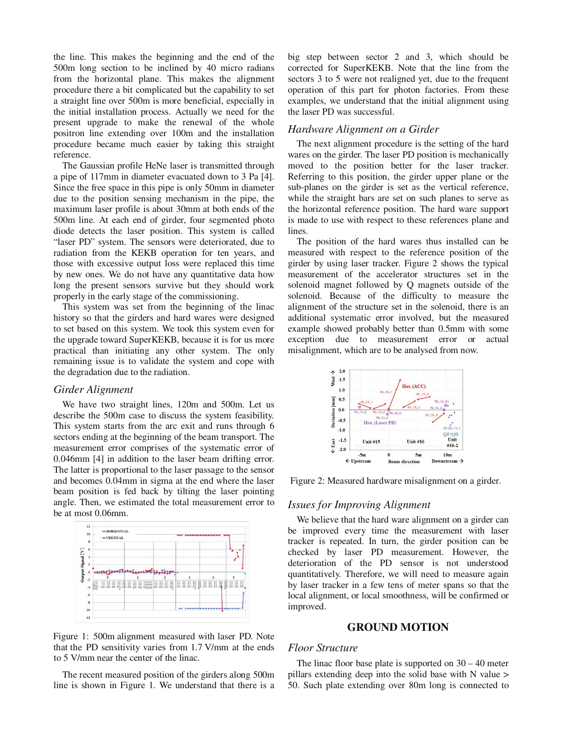the line. This makes the beginning and the end of the 500m long section to be inclined by 40 micro radians from the horizontal plane. This makes the alignment procedure there a bit complicated but the capability to set a straight line over 500m is more beneficial, especially in the initial installation process. Actually we need for the present upgrade to make the renewal of the whole positron line extending over 100m and the installation procedure became much easier by taking this straight reference.

The Gaussian profile HeNe laser is transmitted through a pipe of 117mm in diameter evacuated down to 3 Pa [4]. Since the free space in this pipe is only 50mm in diameter due to the position sensing mechanism in the pipe, the maximum laser profile is about 30mm at both ends of the 500m line. At each end of girder, four segmented photo diode detects the laser position. This system is called "laser PD" system. The sensors were deteriorated, due to radiation from the KEKB operation for ten years, and those with excessive output loss were replaced this time by new ones. We do not have any quantitative data how long the present sensors survive but they should work properly in the early stage of the commissioning.

This system was set from the beginning of the linac history so that the girders and hard wares were designed to set based on this system. We took this system even for the upgrade toward SuperKEKB, because it is for us more practical than initiating any other system. The only remaining issue is to validate the system and cope with the degradation due to the radiation.

### Girder Alignment

We have two straight lines, 120m and 500m. Let us describe the 500m case to discuss the system feasibility. This system starts from the arc exit and runs through 6 sectors ending at the beginning of the beam transport. The measurement error comprises of the systematic error of 0.046mm [4] in addition to the laser beam drifting error. The latter is proportional to the laser passage to the sensor and becomes 0.04mm in sigma at the end where the laser beam position is fed back by tilting the laser pointing angle. Then, we estimated the total measurement error to be at most 0.06mm.

Figure 1: 500m alignment measured with laser PD. Note that the PD sensitivity varies from 1.7 V/mm at the ends to 5 V/mm near the center of the linac.

The recent measured position of the girders along 500m line is shown in Figure 1. We understand that there is a big step between sector 2 and 3, which should be corrected for SuperKEKB. Note that the line from the sectors 3 to 5 were not realigned yet, due to the frequent operation of this part for photon factories. From these examples, we understand that the initial alignment using the laser PD was successful.

### Hardware Alignment on a Girder

The next alignment procedure is the setting of the hard wares on the girder. The laser PD position is mechanically moved to the position better for the laser tracker. Referring to this position, the girder upper plane or the sub-planes on the girder is set as the vertical reference, while the straight bars are set on such planes to serve as the horizontal reference position. The hard ware support is made to use with respect to these references plane and lines.

The position of the hard wares thus installed can be measured with respect to the reference position of the girder by using laser tracker. Figure 2 shows the typical measurement of the accelerator structures set in the solenoid magnet followed by Q magnets outside of the solenoid. Because of the difficulty to measure the alignment of the structure set in the solenoid, there is an additional systematic error involved, but the measured example showed probably better than 0.5mm with some exception due to measurement error or actual misalignment, which are to be analysed from now.

Figure 2: Measured hardware misalignment on a girder.

### Issues for Improving Alignment

We believe that the hard ware alignment on a girder can be improved every time the measurement with laser tracker is repeated. In turn, the girder position can be checked by laser PD measurement. However, the deterioration of the PD sensor is not understood quantitatively. Therefore, we will need to measure again by laser tracker in a few tens of meter spans so that the local alignment, or local smoothness, will be confirmed or improved.

## GROUND MOTION

### Floor Structure

The linac floor base plate is supported on 30 – 40 meter pillars extending deep into the solid base with N value > 50. Such plate extending over 80m long is connected to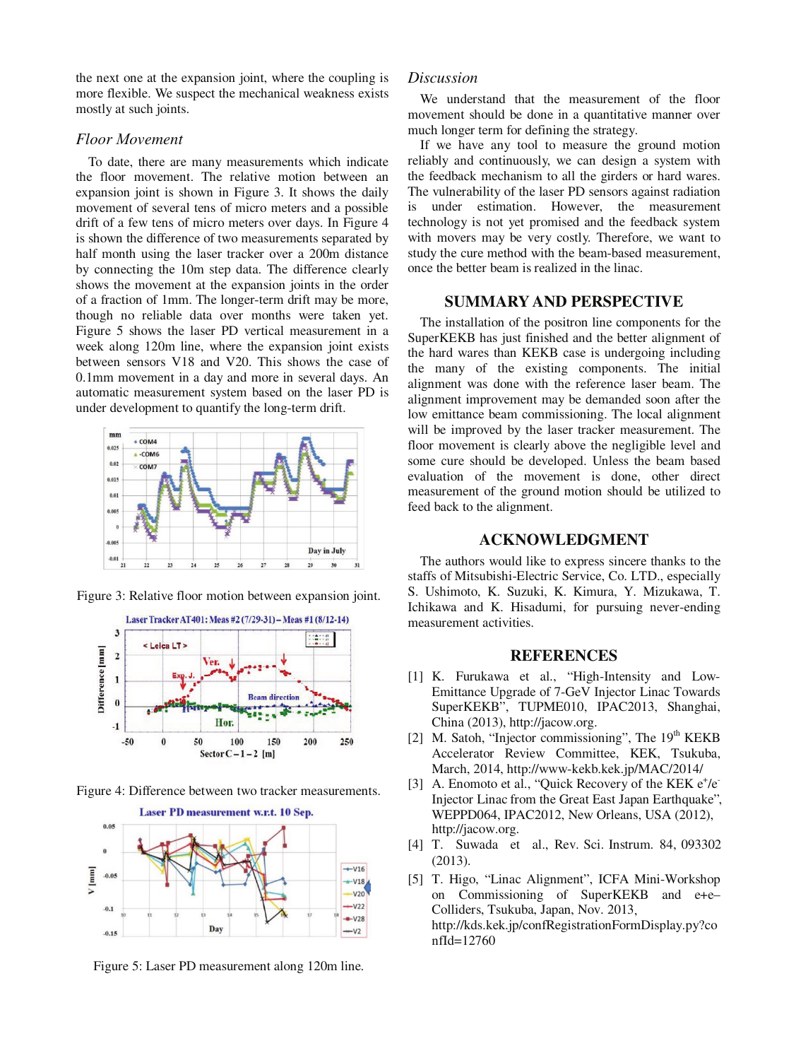the next one at the expansion joint, where the coupling is more flexible. We suspect the mechanical weakness exists mostly at such joints.

### *Floor Movement*

To date, there are many measurements which indicate the floor movement. The relative motion between an expansion joint is shown in Figure 3. It shows the daily movement of several tens of micro meters and a possible drift of a few tens of micro meters over days. In Figure 4 is shown the difference of two measurements separated by half month using the laser tracker over a 200m distance by connecting the 10m step data. The difference clearly shows the movement at the expansion joints in the order of a fraction of 1mm. The longer-term drift may be more, though no reliable data over months were taken yet. Figure 5 shows the laser PD vertical measurement in a week along 120m line, where the expansion joint exists between sensors V18 and V20. This shows the case of 0.1mm movement in a day and more in several days. An automatic measurement system based on the laser PD is under development to quantify the long-term drift.

mm
COM4
COM6
COM7
0.025
0.02
0.015
0.01
0.005
0
-0.005
-0.01
21 22 23 24 25 26 27 28 29 30 31
Day in July

Figure 3: Relative floor motion between expansion joint.

Laser Tracker AT401: Meas #2 (7/29-31) – Meas #1 (8/12-14)
< Leica LT >
Ver.
Exp. J.
Beam direction
Hor.
Difference [mm]
3
2
1
0
-1
-50 0 50 100 150 200 250
Sector C – 1 – 2 [m]

Figure 4: Difference between two tracker measurements.

Laser PD measurement w.r.t. 10 Sep.
V [mm]
0.05
0
-0.05
-0.1
-0.15
10 11 12 13 14 15 16 17 18
Day
V16
V18
V20
V22
V28
V2

Figure 5: Laser PD measurement along 120m line.

### *Discussion*

We understand that the measurement of the floor movement should be done in a quantitative manner over much longer term for defining the strategy.

If we have any tool to measure the ground motion reliably and continuously, we can design a system with the feedback mechanism to all the girders or hard wares. The vulnerability of the laser PD sensors against radiation is under estimation. However, the measurement technology is not yet promised and the feedback system with movers may be very costly. Therefore, we want to study the cure method with the beam-based measurement, once the better beam is realized in the linac.

## SUMMARY AND PERSPECTIVE

The installation of the positron line components for the SuperKEKB has just finished and the better alignment of the hard wares than KEKB case is undergoing including the many of the existing components. The initial alignment was done with the reference laser beam. The alignment improvement may be demanded soon after the low emittance beam commissioning. The local alignment will be improved by the laser tracker measurement. The floor movement is clearly above the negligible level and some cure should be developed. Unless the beam based evaluation of the movement is done, other direct measurement of the ground motion should be utilized to feed back to the alignment.

## ACKNOWLEDGMENT

The authors would like to express sincere thanks to the staffs of Mitsubishi-Electric Service, Co. LTD., especially S. Ushimoto, K. Suzuki, K. Kimura, Y. Mizukawa, T. Ichikawa and K. Hisadumi, for pursuing never-ending measurement activities.

## REFERENCES

[1] K. Furukawa et al., "High-Intensity and Low-Emittance Upgrade of 7-GeV Injector Linac Towards SuperKEKB", TUPME010, IPAC2013, Shanghai, China (2013), http://jacow.org.

[2] M. Satoh, "Injector commissioning", The 19th KEKB Accelerator Review Committee, KEK, Tsukuba, March, 2014, http://www-kekb.kek.jp/MAC/2014/

[3] A. Enomoto et al., "Quick Recovery of the KEK $e^+/e^-$ Injector Linac from the Great East Japan Earthquake", WEPPD064, IPAC2012, New Orleans, USA (2012), http://jacow.org.

[4] T. Suwada et al., Rev. Sci. Instrum. 84, 093302 (2013).

[5] T. Higo, "Linac Alignment", ICFA Mini-Workshop on Commissioning of SuperKEKB and e+e– Colliders, Tsukuba, Japan, Nov. 2013, http://kds.kek.jp/confRegistrationFormDisplay.py?confId=12760